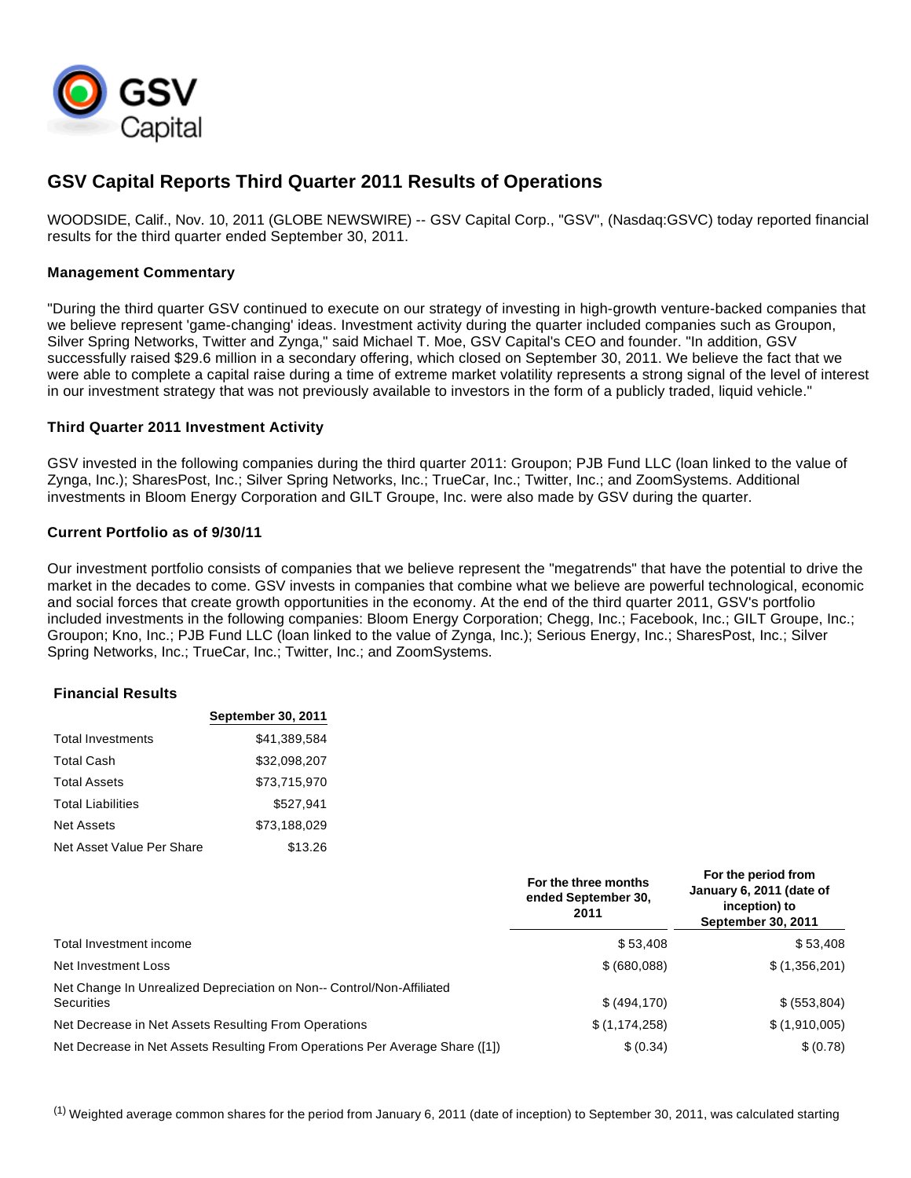# GSV Capital Reports Third Quarter 2011 Results of Operations

WOODSIDE, Calif., Nov. 10, 2011 (GLOBE NEWSWIRE) -- GSV Capital Corp., "GSV", (Nasdaq:GSVC) today reported financial results for the third quarter ended September 30, 2011.

**Management Commentary**

"During the third quarter GSV continued to execute on our strategy of investing in high-growth venture-backed companies that we believe represent 'game-changing' ideas. Investment activity during the quarter included companies such as Groupon, Silver Spring Networks, Twitter and Zynga," said Michael T. Moe, GSV Capital's CEO and founder. "In addition, GSV successfully raised $29.6 million in a secondary offering, which closed on September 30, 2011. We believe the fact that we were able to complete a capital raise during a time of extreme market volatility represents a strong signal of the level of interest in our investment strategy that was not previously available to investors in the form of a publicly traded, liquid vehicle."

**Third Quarter 2011 Investment Activity**

GSV invested in the following companies during the third quarter 2011: Groupon; PJB Fund LLC (loan linked to the value of Zynga, Inc.); SharesPost, Inc.; Silver Spring Networks, Inc.; TrueCar, Inc.; Twitter, Inc.; and ZoomSystems. Additional investments in Bloom Energy Corporation and GILT Groupe, Inc. were also made by GSV during the quarter.

**Current Portfolio as of 9/30/11**

Our investment portfolio consists of companies that we believe represent the "megatrends" that have the potential to drive the market in the decades to come. GSV invests in companies that combine what we believe are powerful technological, economic and social forces that create growth opportunities in the economy. At the end of the third quarter 2011, GSV's portfolio included investments in the following companies: Bloom Energy Corporation; Chegg, Inc.; Facebook, Inc.; GILT Groupe, Inc.; Groupon; Kno, Inc.; PJB Fund LLC (loan linked to the value of Zynga, Inc.); Serious Energy, Inc.; SharesPost, Inc.; Silver Spring Networks, Inc.; TrueCar, Inc.; Twitter, Inc.; and ZoomSystems.

**Financial Results**

| | September 30, 2011 |
|---|---|
| Total Investments | $41,389,584 |
| Total Cash | $32,098,207 |
| Total Assets | $73,715,970 |
| Total Liabilities | $527,941 |
| Net Assets | $73,188,029 |
| Net Asset Value Per Share | $13.26 |

| | For the three months ended September 30, 2011 | For the period from January 6, 2011 (date of inception) to September 30, 2011 |
|---|---|---|
| Total Investment income | $ 53,408 | $ 53,408 |
| Net Investment Loss | $ (680,088) | $ (1,356,201) |
| Net Change In Unrealized Depreciation on Non-- Control/Non-Affiliated Securities | $ (494,170) | $ (553,804) |
| Net Decrease in Net Assets Resulting From Operations | $ (1,174,258) | $ (1,910,005) |
| Net Decrease in Net Assets Resulting From Operations Per Average Share ([1]) | $ (0.34) | $ (0.78) |

[1] Weighted average common shares for the period from January 6, 2011 (date of inception) to September 30, 2011, was calculated starting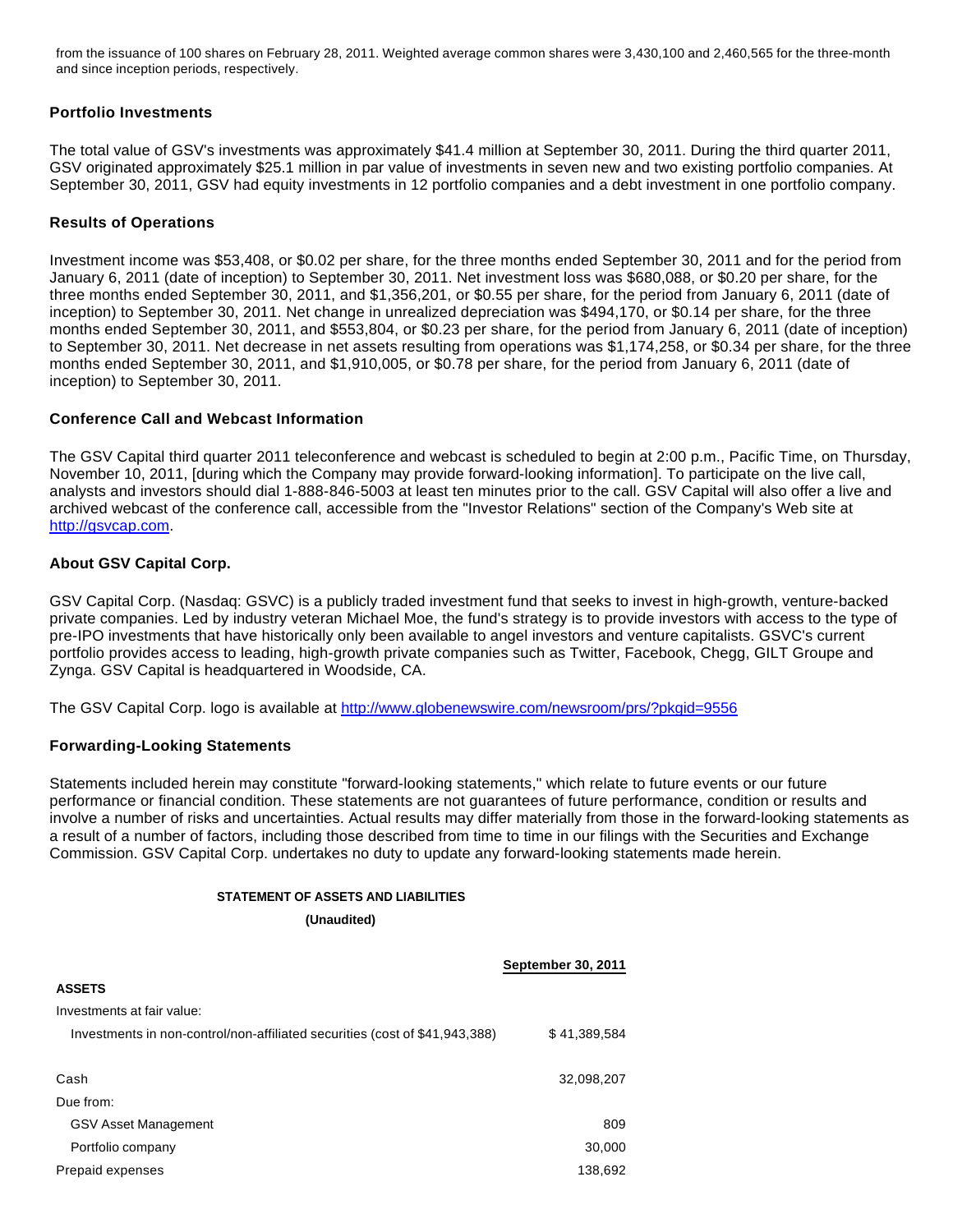from the issuance of 100 shares on February 28, 2011. Weighted average common shares were 3,430,100 and 2,460,565 for the three-month and since inception periods, respectively.

### Portfolio Investments

The total value of GSV's investments was approximately $41.4 million at September 30, 2011. During the third quarter 2011, GSV originated approximately $25.1 million in par value of investments in seven new and two existing portfolio companies. At September 30, 2011, GSV had equity investments in 12 portfolio companies and a debt investment in one portfolio company.

### Results of Operations

Investment income was $53,408, or $0.02 per share, for the three months ended September 30, 2011 and for the period from January 6, 2011 (date of inception) to September 30, 2011. Net investment loss was $680,088, or $0.20 per share, for the three months ended September 30, 2011, and $1,356,201, or $0.55 per share, for the period from January 6, 2011 (date of inception) to September 30, 2011. Net change in unrealized depreciation was $494,170, or $0.14 per share, for the three months ended September 30, 2011, and $553,804, or $0.23 per share, for the period from January 6, 2011 (date of inception) to September 30, 2011. Net decrease in net assets resulting from operations was $1,174,258, or $0.34 per share, for the three months ended September 30, 2011, and $1,910,005, or $0.78 per share, for the period from January 6, 2011 (date of inception) to September 30, 2011.

### Conference Call and Webcast Information

The GSV Capital third quarter 2011 teleconference and webcast is scheduled to begin at 2:00 p.m., Pacific Time, on Thursday, November 10, 2011, [during which the Company may provide forward-looking information]. To participate on the live call, analysts and investors should dial 1-888-846-5003 at least ten minutes prior to the call. GSV Capital will also offer a live and archived webcast of the conference call, accessible from the "Investor Relations" section of the Company's Web site at http://gsvcap.com.

### About GSV Capital Corp.

GSV Capital Corp. (Nasdaq: GSVC) is a publicly traded investment fund that seeks to invest in high-growth, venture-backed private companies. Led by industry veteran Michael Moe, the fund's strategy is to provide investors with access to the type of pre-IPO investments that have historically only been available to angel investors and venture capitalists. GSVC's current portfolio provides access to leading, high-growth private companies such as Twitter, Facebook, Chegg, GILT Groupe and Zynga. GSV Capital is headquartered in Woodside, CA.

The GSV Capital Corp. logo is available at http://www.globenewswire.com/newsroom/prs/?pkgid=9556

### Forwarding-Looking Statements

Statements included herein may constitute "forward-looking statements," which relate to future events or our future performance or financial condition. These statements are not guarantees of future performance, condition or results and involve a number of risks and uncertainties. Actual results may differ materially from those in the forward-looking statements as a result of a number of factors, including those described from time to time in our filings with the Securities and Exchange Commission. GSV Capital Corp. undertakes no duty to update any forward-looking statements made herein.

**STATEMENT OF ASSETS AND LIABILITIES**

**(Unaudited)**

| | September 30, 2011 |
|---|---|
| **ASSETS** | |
| Investments at fair value: | |
| Investments in non-control/non-affiliated securities (cost of $41,943,388) | $ 41,389,584 |
| Cash | 32,098,207 |
| Due from: | |
| GSV Asset Management | 809 |
| Portfolio company | 30,000 |
| Prepaid expenses | 138,692 |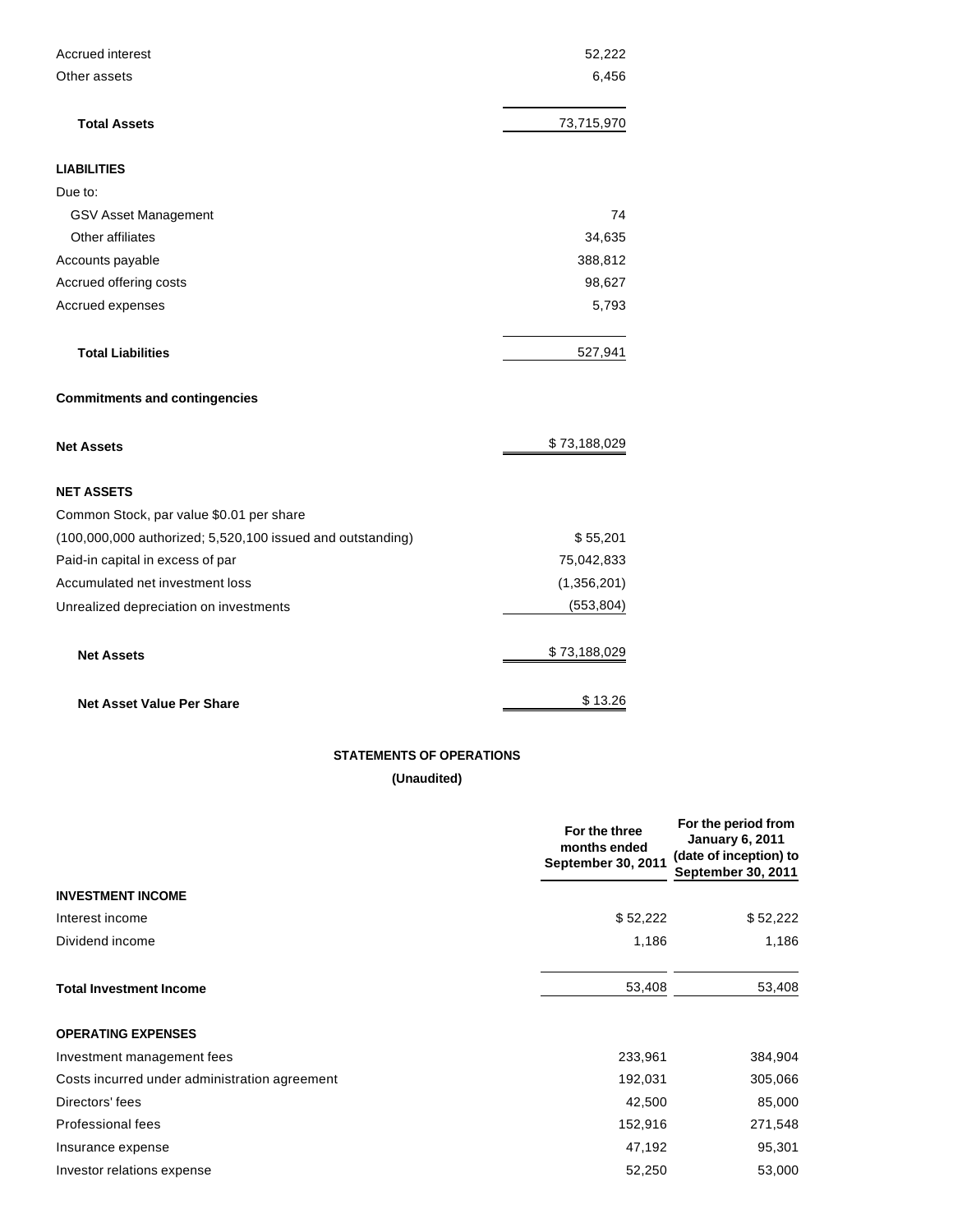| | |
|---|---|
| Accrued interest | 52,222 |
| Other assets | 6,456 |
| **Total Assets** | 73,715,970 |
| **LIABILITIES** | |
| Due to: | |
| GSV Asset Management | 74 |
| Other affiliates | 34,635 |
| Accounts payable | 388,812 |
| Accrued offering costs | 98,627 |
| Accrued expenses | 5,793 |
| **Total Liabilities** | 527,941 |
| **Commitments and contingencies** | |
| **Net Assets** | $ 73,188,029 |
| **NET ASSETS** | |
| Common Stock, par value $0.01 per share | |
| (100,000,000 authorized; 5,520,100 issued and outstanding) | $ 55,201 |
| Paid-in capital in excess of par | 75,042,833 |
| Accumulated net investment loss | (1,356,201) |
| Unrealized depreciation on investments | (553,804) |
| **Net Assets** | $ 73,188,029 |
| **Net Asset Value Per Share** | $ 13.26 |

**STATEMENTS OF OPERATIONS**

**(Unaudited)**

| | For the three months ended September 30, 2011 | For the period from January 6, 2011 (date of inception) to September 30, 2011 |
|---|---|---|
| **INVESTMENT INCOME** | | |
| Interest income | $ 52,222 | $ 52,222 |
| Dividend income | 1,186 | 1,186 |
| **Total Investment Income** | 53,408 | 53,408 |
| **OPERATING EXPENSES** | | |
| Investment management fees | 233,961 | 384,904 |
| Costs incurred under administration agreement | 192,031 | 305,066 |
| Directors' fees | 42,500 | 85,000 |
| Professional fees | 152,916 | 271,548 |
| Insurance expense | 47,192 | 95,301 |
| Investor relations expense | 52,250 | 53,000 |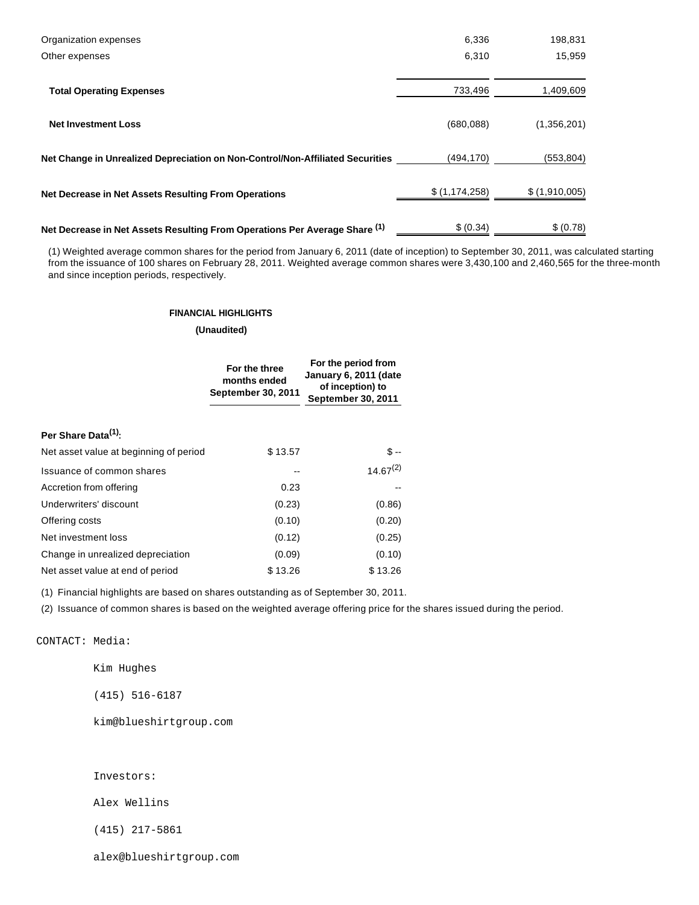| | | |
|---|---|---|
| Organization expenses | 6,336 | 198,831 |
| Other expenses | 6,310 | 15,959 |
| **Total Operating Expenses** | 733,496 | 1,409,609 |
| **Net Investment Loss** | (680,088) | (1,356,201) |
| **Net Change in Unrealized Depreciation on Non-Control/Non-Affiliated Securities** | (494,170) | (553,804) |
| **Net Decrease in Net Assets Resulting From Operations** | $ (1,174,258) | $ (1,910,005) |
| **Net Decrease in Net Assets Resulting From Operations Per Average Share (1)** | $ (0.34) | $ (0.78) |

(1) Weighted average common shares for the period from January 6, 2011 (date of inception) to September 30, 2011, was calculated starting from the issuance of 100 shares on February 28, 2011. Weighted average common shares were 3,430,100 and 2,460,565 for the three-month and since inception periods, respectively.

**FINANCIAL HIGHLIGHTS**

**(Unaudited)**

| | For the three months ended September 30, 2011 | For the period from January 6, 2011 (date of inception) to September 30, 2011 |
|---|---|---|
| **Per Share Data[(1)]:** | | |
| Net asset value at beginning of period | $ 13.57 | $ -- |
| Issuance of common shares | -- | 14.67[(2)] |
| Accretion from offering | 0.23 | -- |
| Underwriters' discount | (0.23) | (0.86) |
| Offering costs | (0.10) | (0.20) |
| Net investment loss | (0.12) | (0.25) |
| Change in unrealized depreciation | (0.09) | (0.10) |
| Net asset value at end of period | $ 13.26 | $ 13.26 |

(1) Financial highlights are based on shares outstanding as of September 30, 2011.

(2) Issuance of common shares is based on the weighted average offering price for the shares issued during the period.

CONTACT: Media:

Kim Hughes

(415) 516-6187

kim@blueshirtgroup.com

Investors:

Alex Wellins

(415) 217-5861

alex@blueshirtgroup.com